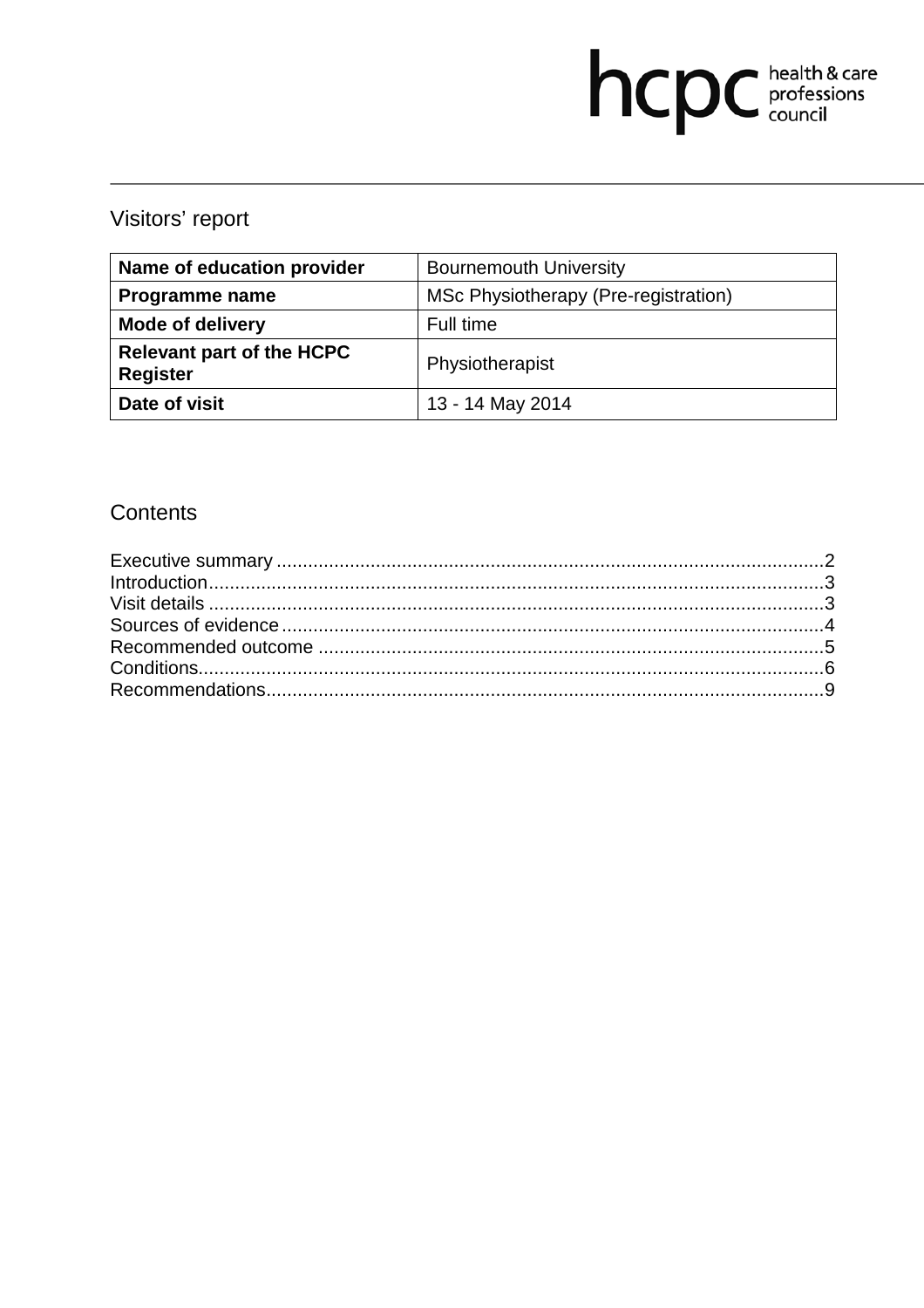hcpc health & care professions council

# Visitors' report

| **Name of education provider** | Bournemouth University |
|---|---|
| **Programme name** | MSc Physiotherapy (Pre-registration) |
| **Mode of delivery** | Full time |
| **Relevant part of the HCPC Register** | Physiotherapist |
| **Date of visit** | 13 - 14 May 2014 |

## Contents

Executive summary ........................................................................................................2
Introduction.....................................................................................................................3
Visit details .....................................................................................................................3
Sources of evidence.......................................................................................................4
Recommended outcome ................................................................................................5
Conditions.......................................................................................................................6
Recommendations..........................................................................................................9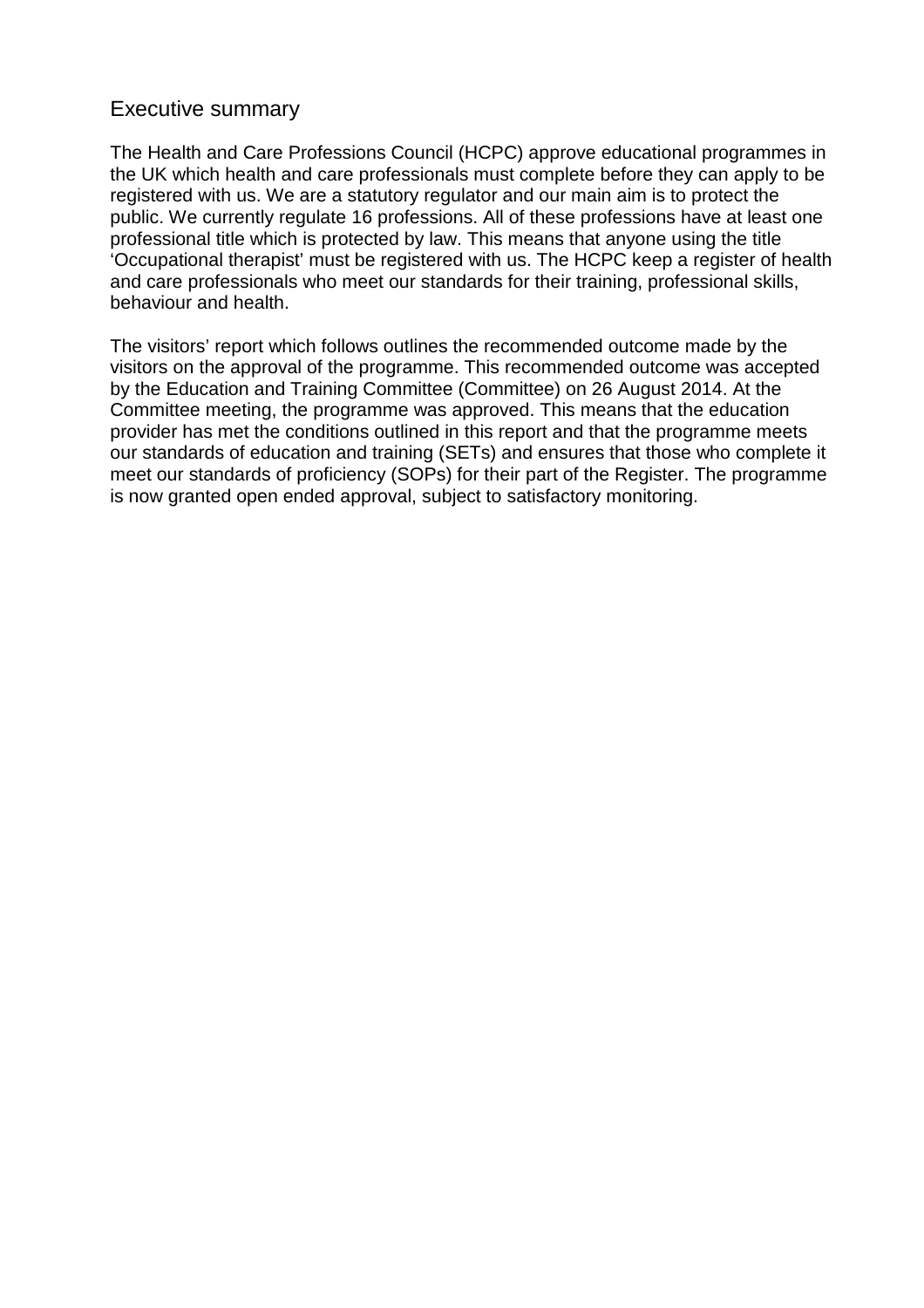## Executive summary

The Health and Care Professions Council (HCPC) approve educational programmes in the UK which health and care professionals must complete before they can apply to be registered with us. We are a statutory regulator and our main aim is to protect the public. We currently regulate 16 professions. All of these professions have at least one professional title which is protected by law. This means that anyone using the title 'Occupational therapist' must be registered with us. The HCPC keep a register of health and care professionals who meet our standards for their training, professional skills, behaviour and health.

The visitors' report which follows outlines the recommended outcome made by the visitors on the approval of the programme. This recommended outcome was accepted by the Education and Training Committee (Committee) on 26 August 2014. At the Committee meeting, the programme was approved. This means that the education provider has met the conditions outlined in this report and that the programme meets our standards of education and training (SETs) and ensures that those who complete it meet our standards of proficiency (SOPs) for their part of the Register. The programme is now granted open ended approval, subject to satisfactory monitoring.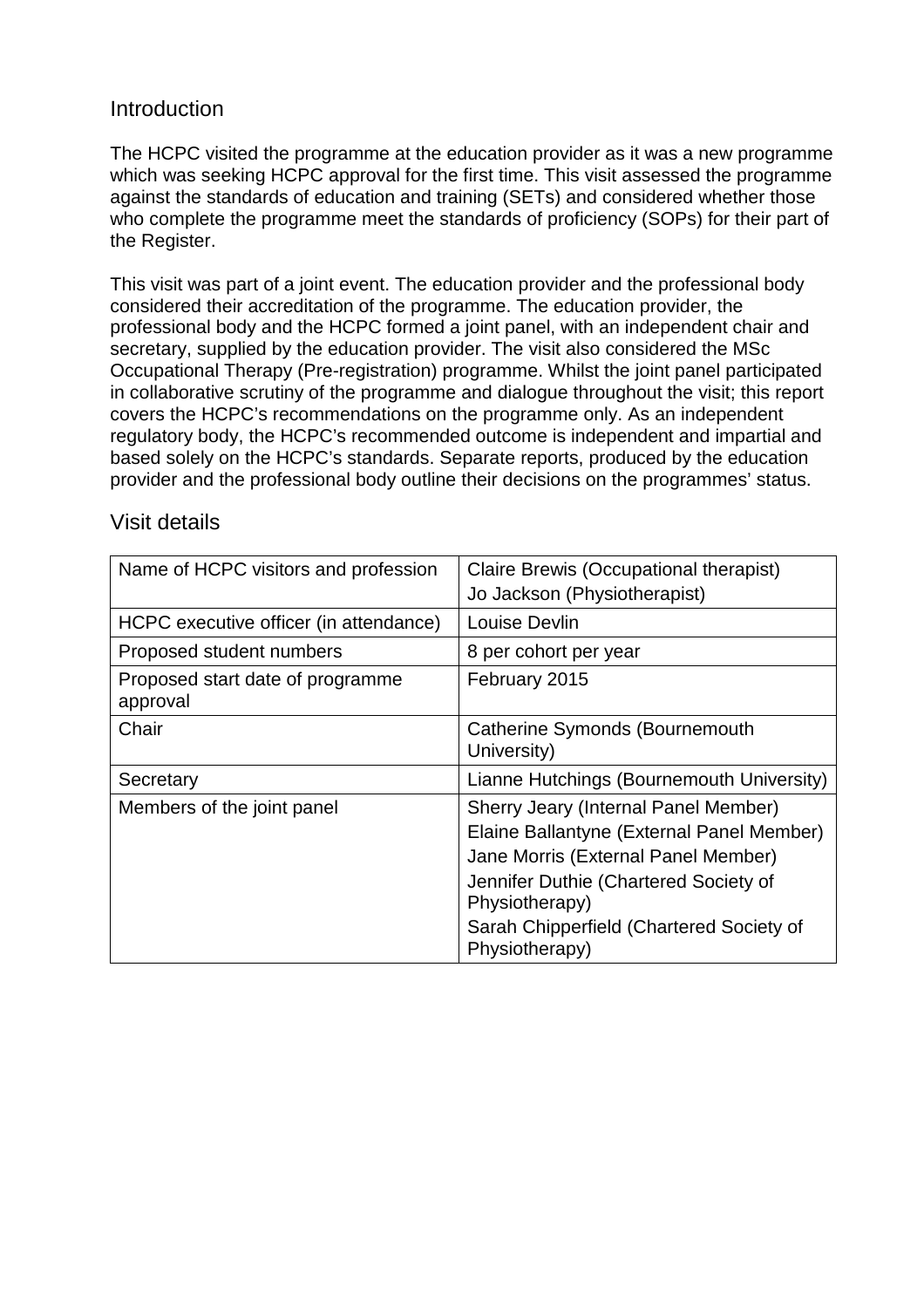## Introduction

The HCPC visited the programme at the education provider as it was a new programme which was seeking HCPC approval for the first time. This visit assessed the programme against the standards of education and training (SETs) and considered whether those who complete the programme meet the standards of proficiency (SOPs) for their part of the Register.

This visit was part of a joint event. The education provider and the professional body considered their accreditation of the programme. The education provider, the professional body and the HCPC formed a joint panel, with an independent chair and secretary, supplied by the education provider. The visit also considered the MSc Occupational Therapy (Pre-registration) programme. Whilst the joint panel participated in collaborative scrutiny of the programme and dialogue throughout the visit; this report covers the HCPC's recommendations on the programme only. As an independent regulatory body, the HCPC's recommended outcome is independent and impartial and based solely on the HCPC's standards. Separate reports, produced by the education provider and the professional body outline their decisions on the programmes' status.

## Visit details

| | |
|---|---|
| Name of HCPC visitors and profession | Claire Brewis (Occupational therapist)<br>Jo Jackson (Physiotherapist) |
| HCPC executive officer (in attendance) | Louise Devlin |
| Proposed student numbers | 8 per cohort per year |
| Proposed start date of programme approval | February 2015 |
| Chair | Catherine Symonds (Bournemouth University) |
| Secretary | Lianne Hutchings (Bournemouth University) |
| Members of the joint panel | Sherry Jeary (Internal Panel Member)<br>Elaine Ballantyne (External Panel Member)<br>Jane Morris (External Panel Member)<br>Jennifer Duthie (Chartered Society of Physiotherapy)<br>Sarah Chipperfield (Chartered Society of Physiotherapy) |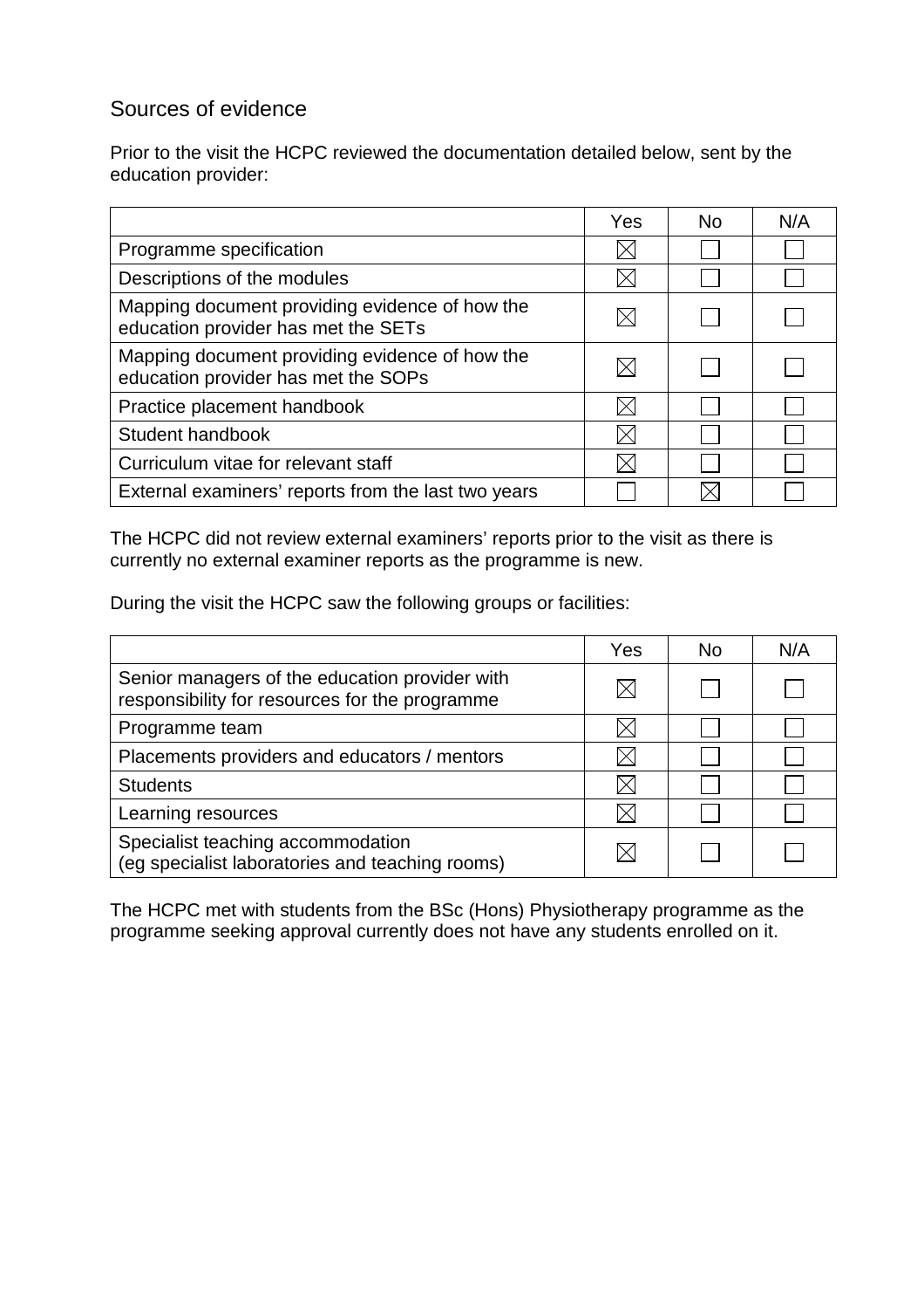## Sources of evidence

Prior to the visit the HCPC reviewed the documentation detailed below, sent by the education provider:

| | Yes | No | N/A |
|---|---|---|---|
| Programme specification | ☒ | ☐ | ☐ |
| Descriptions of the modules | ☒ | ☐ | ☐ |
| Mapping document providing evidence of how the education provider has met the SETs | ☒ | ☐ | ☐ |
| Mapping document providing evidence of how the education provider has met the SOPs | ☒ | ☐ | ☐ |
| Practice placement handbook | ☒ | ☐ | ☐ |
| Student handbook | ☒ | ☐ | ☐ |
| Curriculum vitae for relevant staff | ☒ | ☐ | ☐ |
| External examiners' reports from the last two years | ☐ | ☒ | ☐ |

The HCPC did not review external examiners' reports prior to the visit as there is currently no external examiner reports as the programme is new.

During the visit the HCPC saw the following groups or facilities:

| | Yes | No | N/A |
|---|---|---|---|
| Senior managers of the education provider with responsibility for resources for the programme | ☒ | ☐ | ☐ |
| Programme team | ☒ | ☐ | ☐ |
| Placements providers and educators / mentors | ☒ | ☐ | ☐ |
| Students | ☒ | ☐ | ☐ |
| Learning resources | ☒ | ☐ | ☐ |
| Specialist teaching accommodation (eg specialist laboratories and teaching rooms) | ☒ | ☐ | ☐ |

The HCPC met with students from the BSc (Hons) Physiotherapy programme as the programme seeking approval currently does not have any students enrolled on it.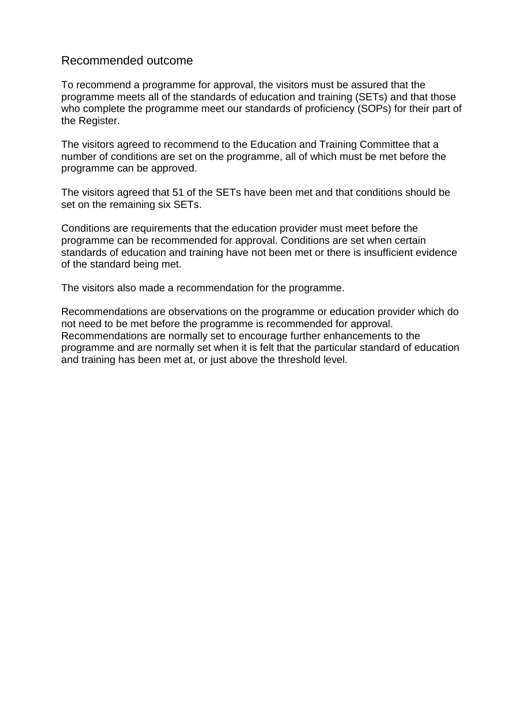## Recommended outcome

To recommend a programme for approval, the visitors must be assured that the programme meets all of the standards of education and training (SETs) and that those who complete the programme meet our standards of proficiency (SOPs) for their part of the Register.

The visitors agreed to recommend to the Education and Training Committee that a number of conditions are set on the programme, all of which must be met before the programme can be approved.

The visitors agreed that 51 of the SETs have been met and that conditions should be set on the remaining six SETs.

Conditions are requirements that the education provider must meet before the programme can be recommended for approval. Conditions are set when certain standards of education and training have not been met or there is insufficient evidence of the standard being met.

The visitors also made a recommendation for the programme.

Recommendations are observations on the programme or education provider which do not need to be met before the programme is recommended for approval. Recommendations are normally set to encourage further enhancements to the programme and are normally set when it is felt that the particular standard of education and training has been met at, or just above the threshold level.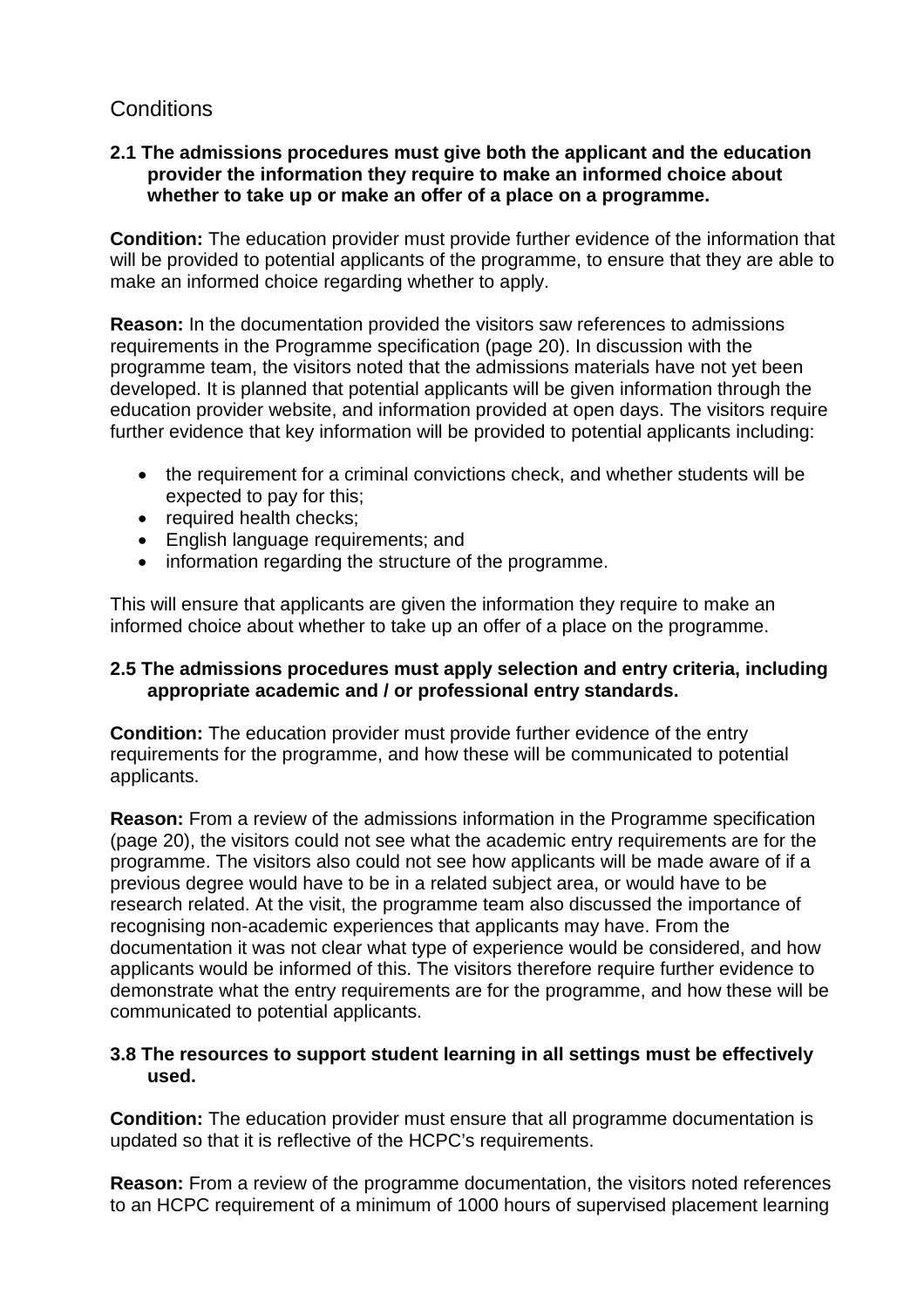## Conditions

**2.1 The admissions procedures must give both the applicant and the education provider the information they require to make an informed choice about whether to take up or make an offer of a place on a programme.**

**Condition:** The education provider must provide further evidence of the information that will be provided to potential applicants of the programme, to ensure that they are able to make an informed choice regarding whether to apply.

**Reason:** In the documentation provided the visitors saw references to admissions requirements in the Programme specification (page 20). In discussion with the programme team, the visitors noted that the admissions materials have not yet been developed. It is planned that potential applicants will be given information through the education provider website, and information provided at open days. The visitors require further evidence that key information will be provided to potential applicants including:

- the requirement for a criminal convictions check, and whether students will be expected to pay for this;
- required health checks;
- English language requirements; and
- information regarding the structure of the programme.

This will ensure that applicants are given the information they require to make an informed choice about whether to take up an offer of a place on the programme.

**2.5 The admissions procedures must apply selection and entry criteria, including appropriate academic and / or professional entry standards.**

**Condition:** The education provider must provide further evidence of the entry requirements for the programme, and how these will be communicated to potential applicants.

**Reason:** From a review of the admissions information in the Programme specification (page 20), the visitors could not see what the academic entry requirements are for the programme. The visitors also could not see how applicants will be made aware of if a previous degree would have to be in a related subject area, or would have to be research related. At the visit, the programme team also discussed the importance of recognising non-academic experiences that applicants may have. From the documentation it was not clear what type of experience would be considered, and how applicants would be informed of this. The visitors therefore require further evidence to demonstrate what the entry requirements are for the programme, and how these will be communicated to potential applicants.

**3.8 The resources to support student learning in all settings must be effectively used.**

**Condition:** The education provider must ensure that all programme documentation is updated so that it is reflective of the HCPC's requirements.

**Reason:** From a review of the programme documentation, the visitors noted references to an HCPC requirement of a minimum of 1000 hours of supervised placement learning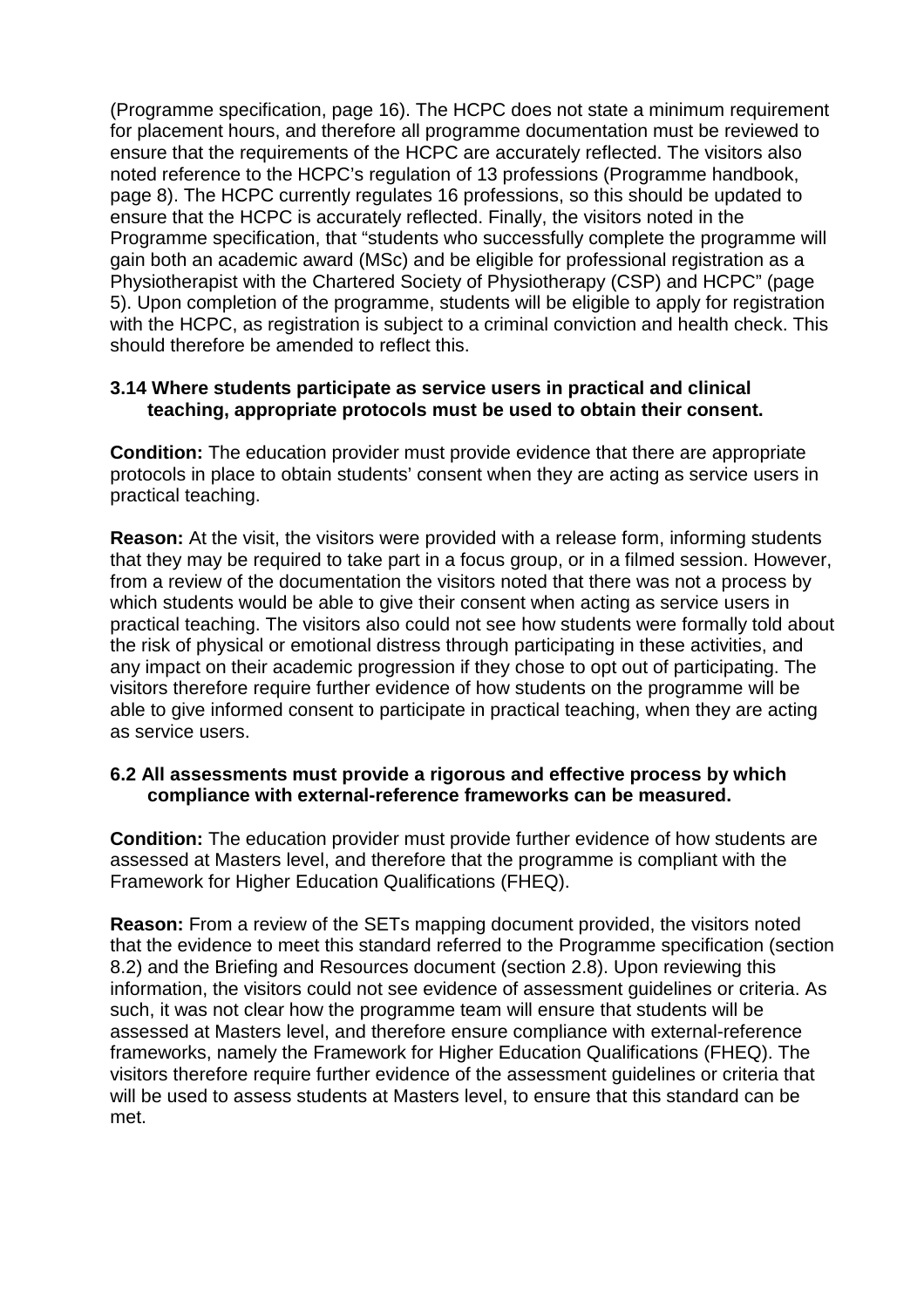(Programme specification, page 16). The HCPC does not state a minimum requirement for placement hours, and therefore all programme documentation must be reviewed to ensure that the requirements of the HCPC are accurately reflected. The visitors also noted reference to the HCPC's regulation of 13 professions (Programme handbook, page 8). The HCPC currently regulates 16 professions, so this should be updated to ensure that the HCPC is accurately reflected. Finally, the visitors noted in the Programme specification, that "students who successfully complete the programme will gain both an academic award (MSc) and be eligible for professional registration as a Physiotherapist with the Chartered Society of Physiotherapy (CSP) and HCPC" (page 5). Upon completion of the programme, students will be eligible to apply for registration with the HCPC, as registration is subject to a criminal conviction and health check. This should therefore be amended to reflect this.

**3.14 Where students participate as service users in practical and clinical teaching, appropriate protocols must be used to obtain their consent.**

**Condition:** The education provider must provide evidence that there are appropriate protocols in place to obtain students' consent when they are acting as service users in practical teaching.

**Reason:** At the visit, the visitors were provided with a release form, informing students that they may be required to take part in a focus group, or in a filmed session. However, from a review of the documentation the visitors noted that there was not a process by which students would be able to give their consent when acting as service users in practical teaching. The visitors also could not see how students were formally told about the risk of physical or emotional distress through participating in these activities, and any impact on their academic progression if they chose to opt out of participating. The visitors therefore require further evidence of how students on the programme will be able to give informed consent to participate in practical teaching, when they are acting as service users.

**6.2 All assessments must provide a rigorous and effective process by which compliance with external-reference frameworks can be measured.**

**Condition:** The education provider must provide further evidence of how students are assessed at Masters level, and therefore that the programme is compliant with the Framework for Higher Education Qualifications (FHEQ).

**Reason:** From a review of the SETs mapping document provided, the visitors noted that the evidence to meet this standard referred to the Programme specification (section 8.2) and the Briefing and Resources document (section 2.8). Upon reviewing this information, the visitors could not see evidence of assessment guidelines or criteria. As such, it was not clear how the programme team will ensure that students will be assessed at Masters level, and therefore ensure compliance with external-reference frameworks, namely the Framework for Higher Education Qualifications (FHEQ). The visitors therefore require further evidence of the assessment guidelines or criteria that will be used to assess students at Masters level, to ensure that this standard can be met.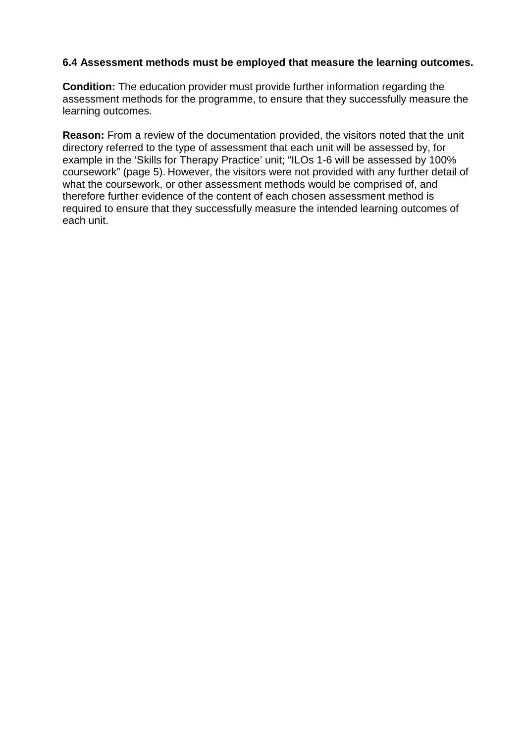**6.4 Assessment methods must be employed that measure the learning outcomes.**

**Condition:** The education provider must provide further information regarding the assessment methods for the programme, to ensure that they successfully measure the learning outcomes.

**Reason:** From a review of the documentation provided, the visitors noted that the unit directory referred to the type of assessment that each unit will be assessed by, for example in the 'Skills for Therapy Practice' unit; "ILOs 1-6 will be assessed by 100% coursework" (page 5). However, the visitors were not provided with any further detail of what the coursework, or other assessment methods would be comprised of, and therefore further evidence of the content of each chosen assessment method is required to ensure that they successfully measure the intended learning outcomes of each unit.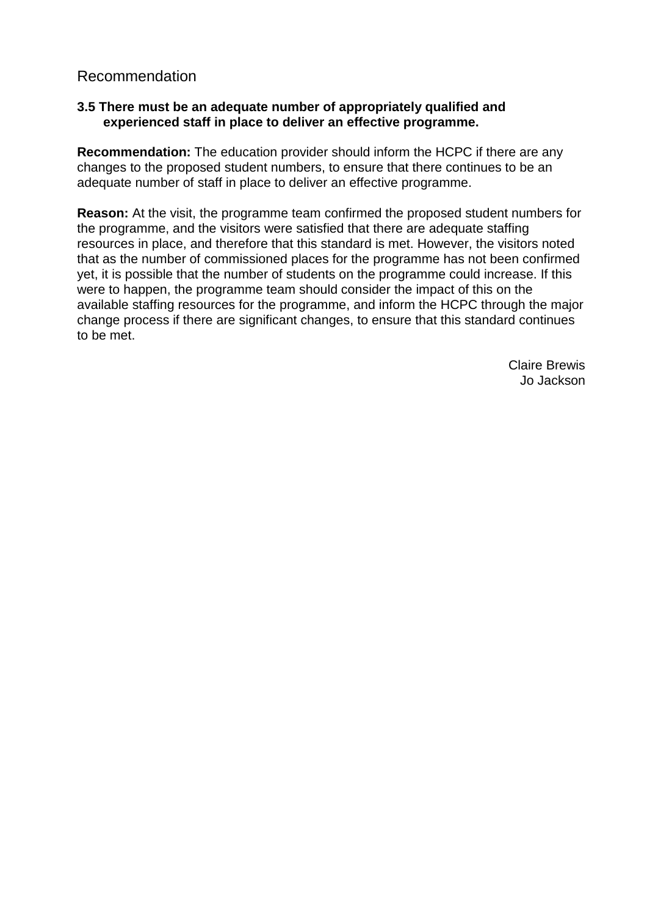## Recommendation

**3.5 There must be an adequate number of appropriately qualified and experienced staff in place to deliver an effective programme.**

**Recommendation:** The education provider should inform the HCPC if there are any changes to the proposed student numbers, to ensure that there continues to be an adequate number of staff in place to deliver an effective programme.

**Reason:** At the visit, the programme team confirmed the proposed student numbers for the programme, and the visitors were satisfied that there are adequate staffing resources in place, and therefore that this standard is met. However, the visitors noted that as the number of commissioned places for the programme has not been confirmed yet, it is possible that the number of students on the programme could increase. If this were to happen, the programme team should consider the impact of this on the available staffing resources for the programme, and inform the HCPC through the major change process if there are significant changes, to ensure that this standard continues to be met.

Claire Brewis
Jo Jackson